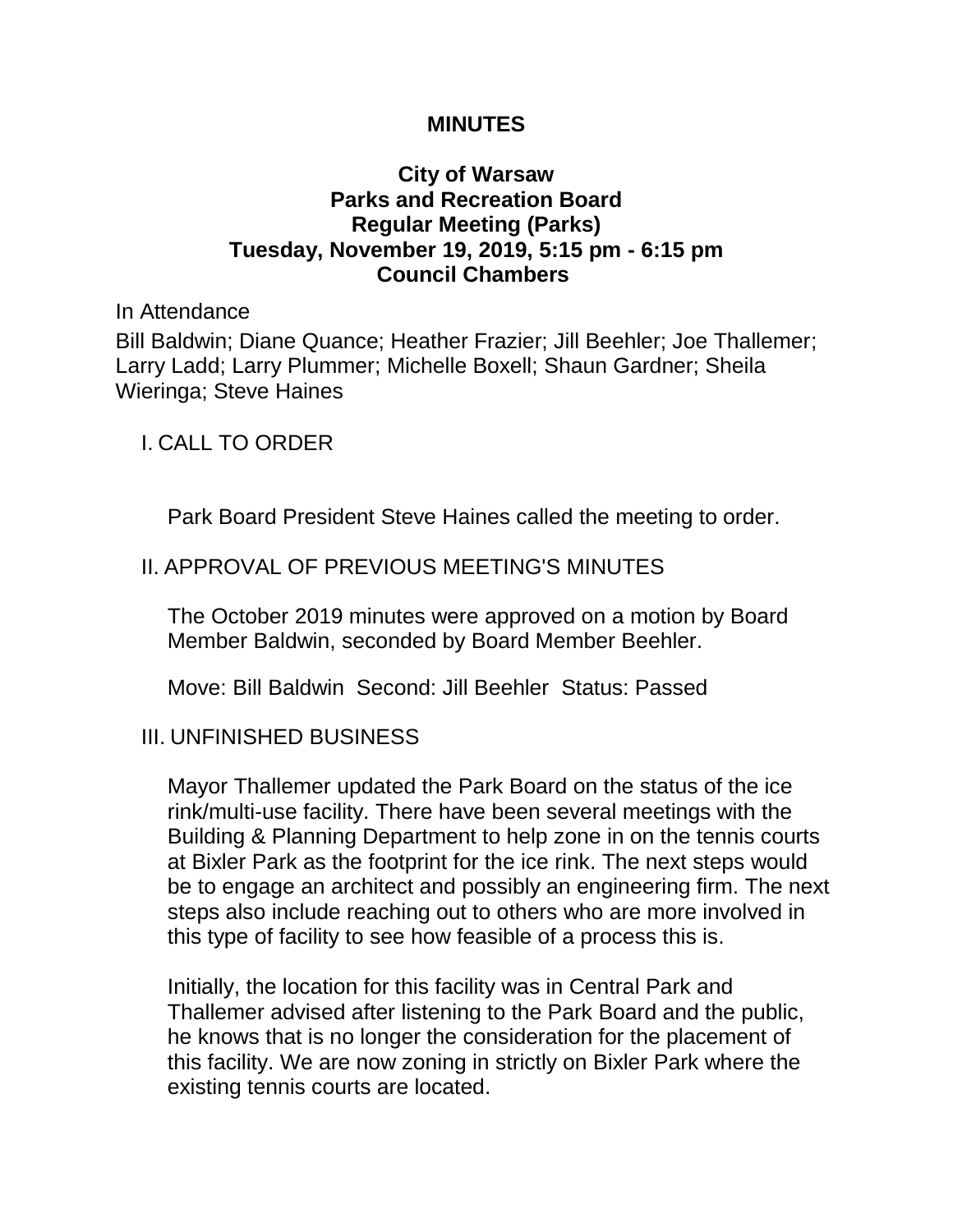# MINUTES

## City of Warsaw
## Parks and Recreation Board
## Regular Meeting (Parks)
## Tuesday, November 19, 2019, 5:15 pm - 6:15 pm
## Council Chambers

In Attendance

Bill Baldwin; Diane Quance; Heather Frazier; Jill Beehler; Joe Thallemer; Larry Ladd; Larry Plummer; Michelle Boxell; Shaun Gardner; Sheila Wieringa; Steve Haines

I. CALL TO ORDER

Park Board President Steve Haines called the meeting to order.

II. APPROVAL OF PREVIOUS MEETING'S MINUTES

The October 2019 minutes were approved on a motion by Board Member Baldwin, seconded by Board Member Beehler.

Move: Bill Baldwin  Second: Jill Beehler  Status: Passed

III. UNFINISHED BUSINESS

Mayor Thallemer updated the Park Board on the status of the ice rink/multi-use facility. There have been several meetings with the Building & Planning Department to help zone in on the tennis courts at Bixler Park as the footprint for the ice rink. The next steps would be to engage an architect and possibly an engineering firm. The next steps also include reaching out to others who are more involved in this type of facility to see how feasible of a process this is.

Initially, the location for this facility was in Central Park and Thallemer advised after listening to the Park Board and the public, he knows that is no longer the consideration for the placement of this facility. We are now zoning in strictly on Bixler Park where the existing tennis courts are located.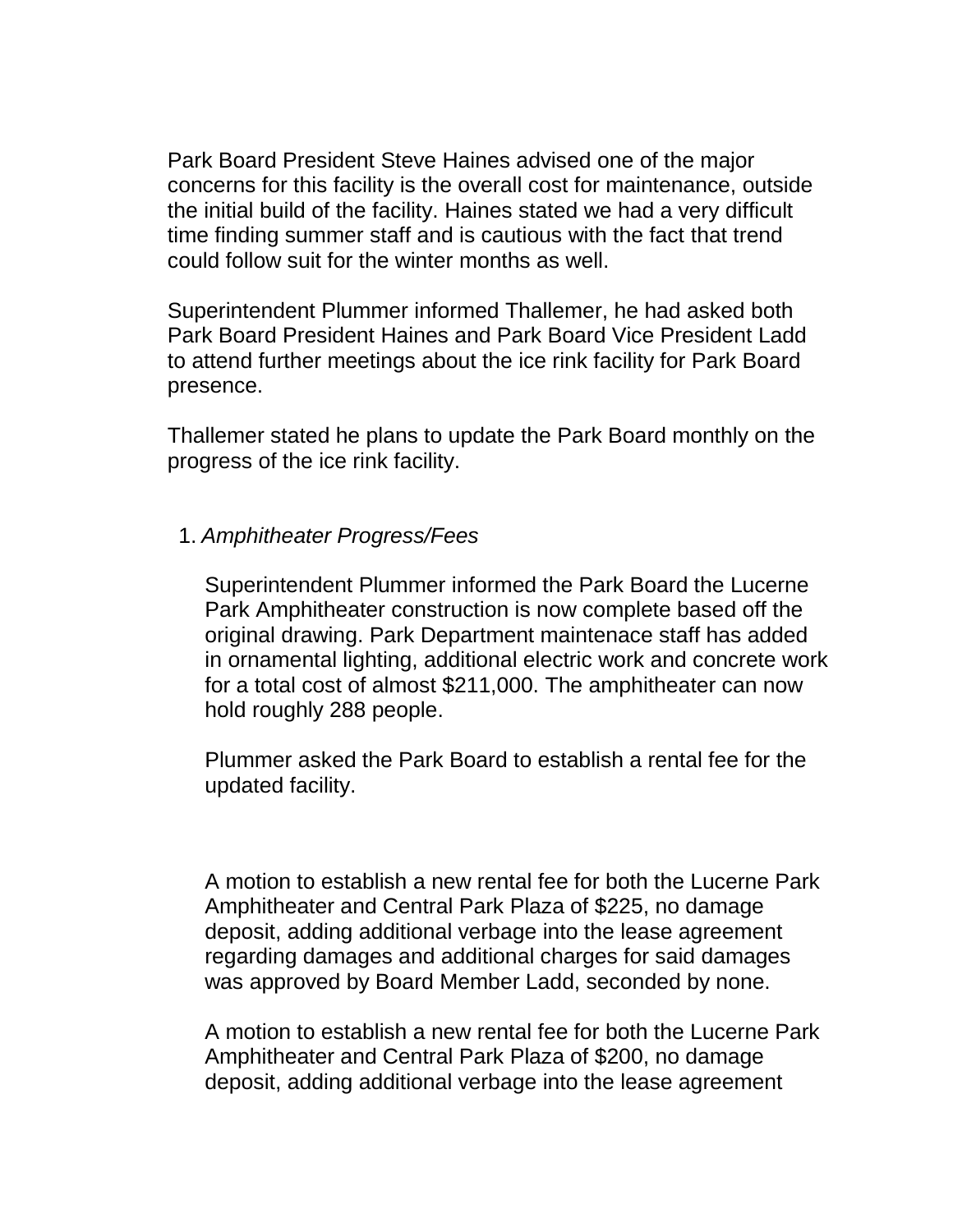Park Board President Steve Haines advised one of the major concerns for this facility is the overall cost for maintenance, outside the initial build of the facility. Haines stated we had a very difficult time finding summer staff and is cautious with the fact that trend could follow suit for the winter months as well.

Superintendent Plummer informed Thallemer, he had asked both Park Board President Haines and Park Board Vice President Ladd to attend further meetings about the ice rink facility for Park Board presence.

Thallemer stated he plans to update the Park Board monthly on the progress of the ice rink facility.

1. *Amphitheater Progress/Fees*

   Superintendent Plummer informed the Park Board the Lucerne Park Amphitheater construction is now complete based off the original drawing. Park Department maintenace staff has added in ornamental lighting, additional electric work and concrete work for a total cost of almost $211,000. The amphitheater can now hold roughly 288 people.

   Plummer asked the Park Board to establish a rental fee for the updated facility.

   A motion to establish a new rental fee for both the Lucerne Park Amphitheater and Central Park Plaza of $225, no damage deposit, adding additional verbage into the lease agreement regarding damages and additional charges for said damages was approved by Board Member Ladd, seconded by none.

   A motion to establish a new rental fee for both the Lucerne Park Amphitheater and Central Park Plaza of $200, no damage deposit, adding additional verbage into the lease agreement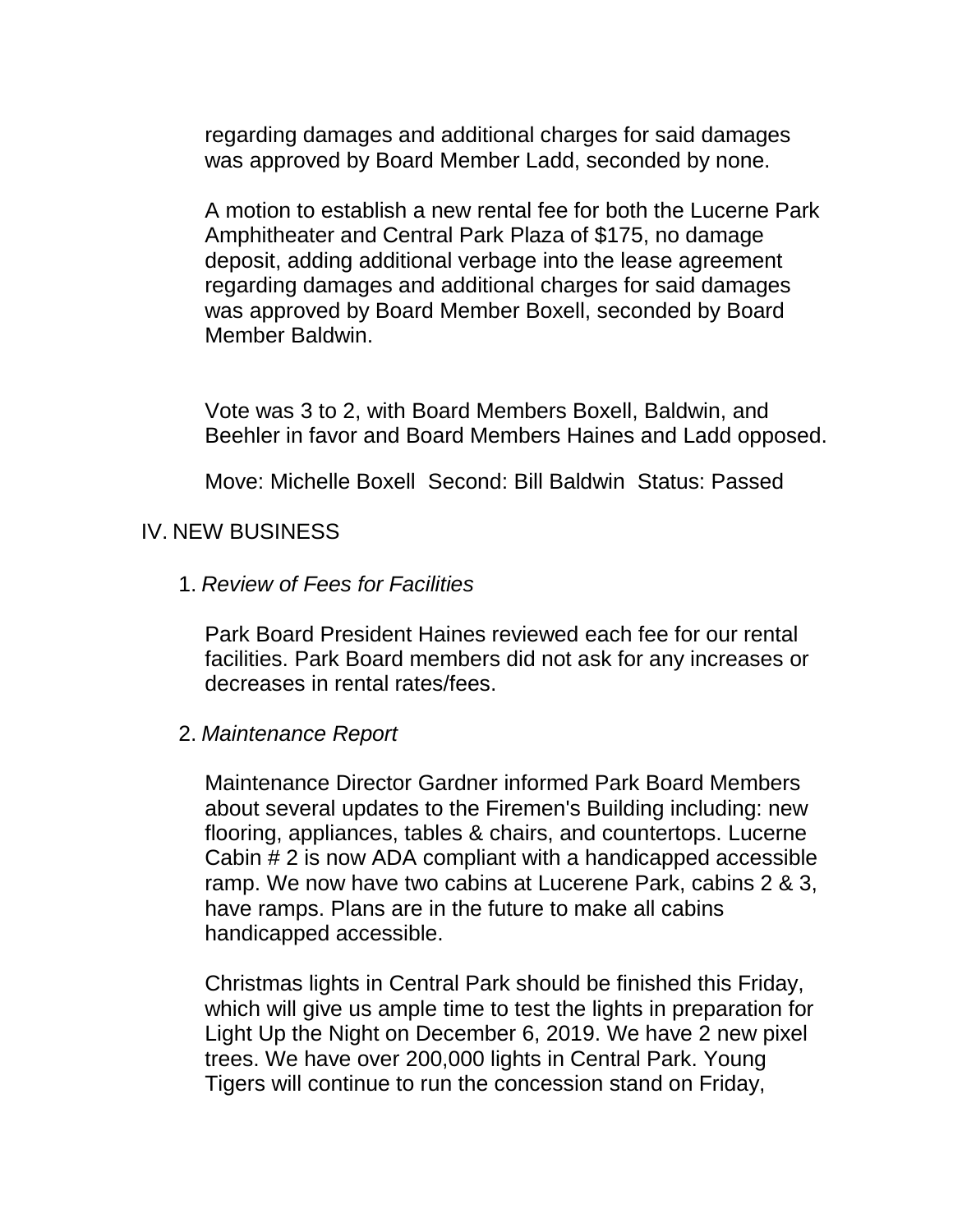regarding damages and additional charges for said damages was approved by Board Member Ladd, seconded by none.

A motion to establish a new rental fee for both the Lucerne Park Amphitheater and Central Park Plaza of $175, no damage deposit, adding additional verbage into the lease agreement regarding damages and additional charges for said damages was approved by Board Member Boxell, seconded by Board Member Baldwin.

Vote was 3 to 2, with Board Members Boxell, Baldwin, and Beehler in favor and Board Members Haines and Ladd opposed.

Move: Michelle Boxell  Second: Bill Baldwin  Status: Passed

## IV. NEW BUSINESS

1. *Review of Fees for Facilities*

   Park Board President Haines reviewed each fee for our rental facilities. Park Board members did not ask for any increases or decreases in rental rates/fees.

2. *Maintenance Report*

   Maintenance Director Gardner informed Park Board Members about several updates to the Firemen's Building including: new flooring, appliances, tables & chairs, and countertops. Lucerne Cabin # 2 is now ADA compliant with a handicapped accessible ramp. We now have two cabins at Lucerene Park, cabins 2 & 3, have ramps. Plans are in the future to make all cabins handicapped accessible.

   Christmas lights in Central Park should be finished this Friday, which will give us ample time to test the lights in preparation for Light Up the Night on December 6, 2019. We have 2 new pixel trees. We have over 200,000 lights in Central Park. Young Tigers will continue to run the concession stand on Friday,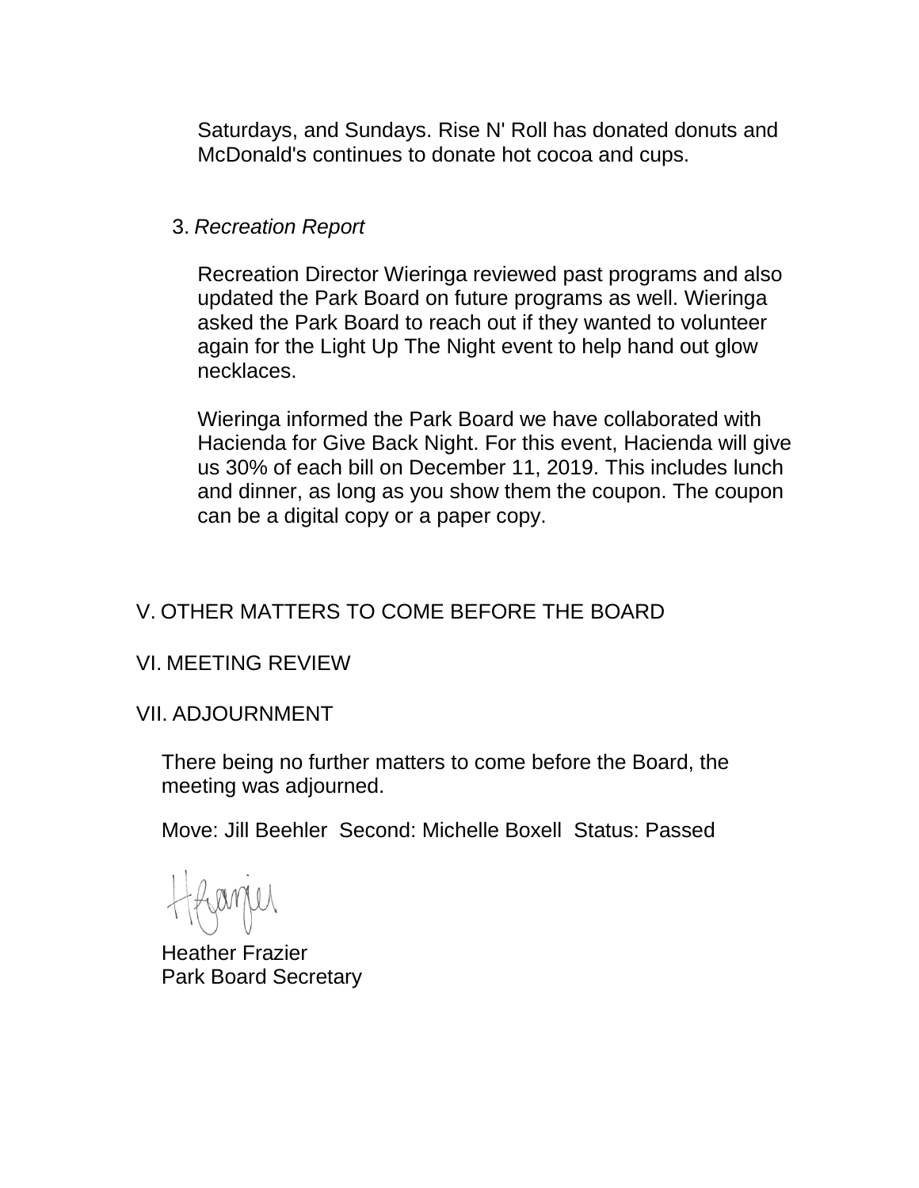Saturdays, and Sundays. Rise N' Roll has donated donuts and McDonald's continues to donate hot cocoa and cups.

3. *Recreation Report*

Recreation Director Wieringa reviewed past programs and also updated the Park Board on future programs as well. Wieringa asked the Park Board to reach out if they wanted to volunteer again for the Light Up The Night event to help hand out glow necklaces.

Wieringa informed the Park Board we have collaborated with Hacienda for Give Back Night. For this event, Hacienda will give us 30% of each bill on December 11, 2019. This includes lunch and dinner, as long as you show them the coupon. The coupon can be a digital copy or a paper copy.

## V. OTHER MATTERS TO COME BEFORE THE BOARD

## VI. MEETING REVIEW

## VII. ADJOURNMENT

There being no further matters to come before the Board, the meeting was adjourned.

Move: Jill Beehler Second: Michelle Boxell Status: Passed

Heather Frazier
Park Board Secretary